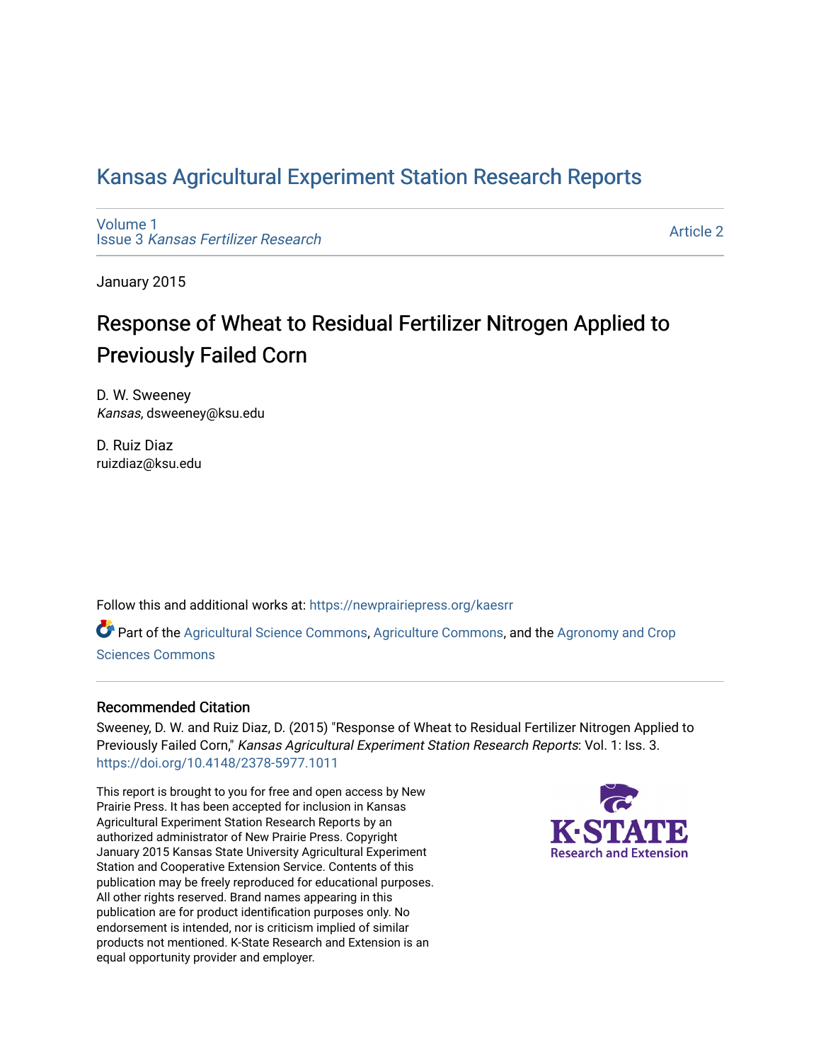# Kansas Agricultural Experiment Station Research Reports

Volume 1
Issue 3 *Kansas Fertilizer Research*

Article 2

January 2015

## Response of Wheat to Residual Fertilizer Nitrogen Applied to Previously Failed Corn

D. W. Sweeney
*Kansas*, dsweeney@ksu.edu

D. Ruiz Diaz
ruizdiaz@ksu.edu

Follow this and additional works at: https://newprairiepress.org/kaesrr

Part of the Agricultural Science Commons, Agriculture Commons, and the Agronomy and Crop Sciences Commons

### Recommended Citation

Sweeney, D. W. and Ruiz Diaz, D. (2015) "Response of Wheat to Residual Fertilizer Nitrogen Applied to Previously Failed Corn," *Kansas Agricultural Experiment Station Research Reports*: Vol. 1: Iss. 3. https://doi.org/10.4148/2378-5977.1011

This report is brought to you for free and open access by New Prairie Press. It has been accepted for inclusion in Kansas Agricultural Experiment Station Research Reports by an authorized administrator of New Prairie Press. Copyright January 2015 Kansas State University Agricultural Experiment Station and Cooperative Extension Service. Contents of this publication may be freely reproduced for educational purposes. All other rights reserved. Brand names appearing in this publication are for product identification purposes only. No endorsement is intended, nor is criticism implied of similar products not mentioned. K-State Research and Extension is an equal opportunity provider and employer.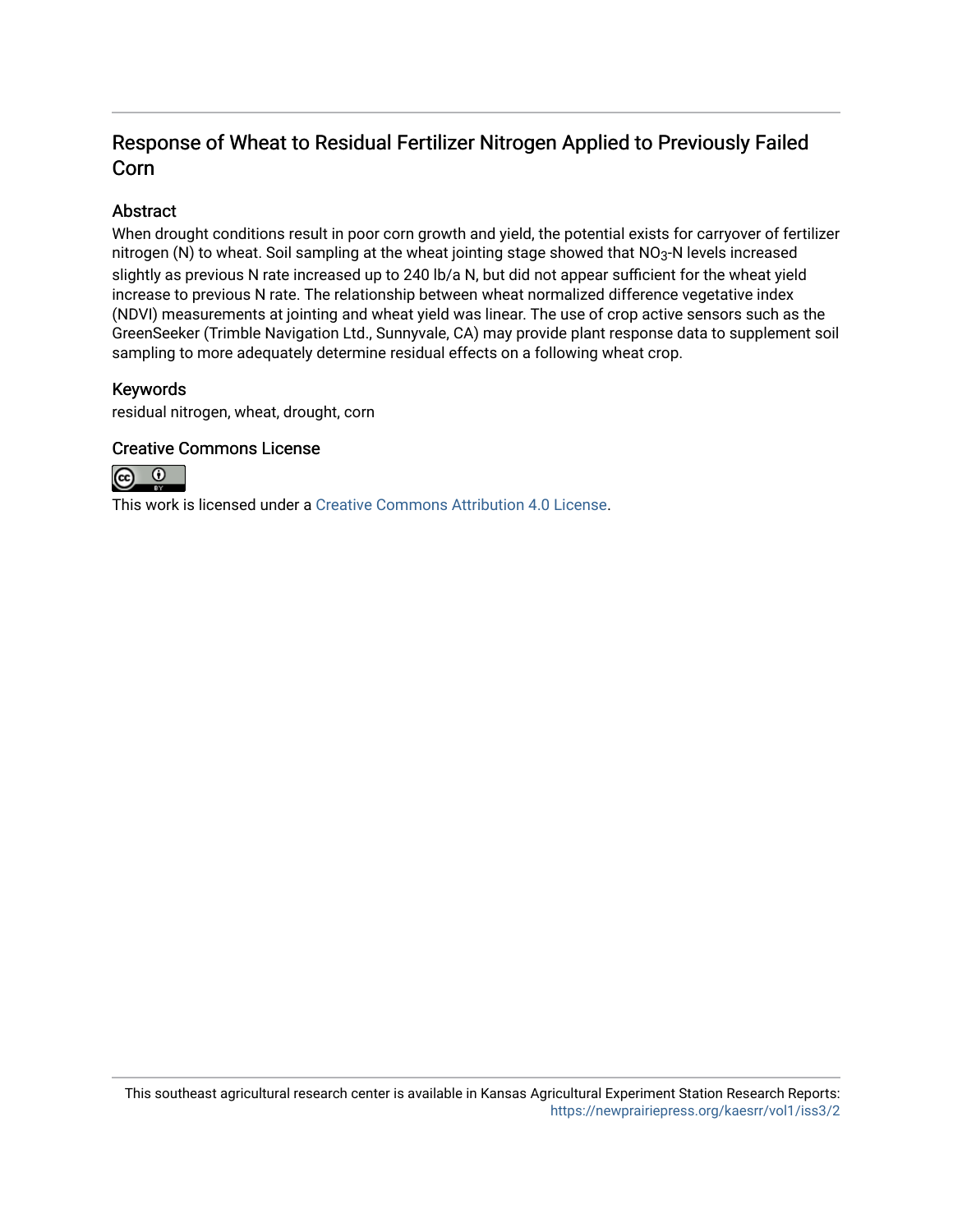# Response of Wheat to Residual Fertilizer Nitrogen Applied to Previously Failed Corn

## Abstract

When drought conditions result in poor corn growth and yield, the potential exists for carryover of fertilizer nitrogen (N) to wheat. Soil sampling at the wheat jointing stage showed that $NO_3$-N levels increased slightly as previous N rate increased up to 240 lb/a N, but did not appear sufficient for the wheat yield increase to previous N rate. The relationship between wheat normalized difference vegetative index (NDVI) measurements at jointing and wheat yield was linear. The use of crop active sensors such as the GreenSeeker (Trimble Navigation Ltd., Sunnyvale, CA) may provide plant response data to supplement soil sampling to more adequately determine residual effects on a following wheat crop.

## Keywords

residual nitrogen, wheat, drought, corn

## Creative Commons License

This work is licensed under a Creative Commons Attribution 4.0 License.

This southeast agricultural research center is available in Kansas Agricultural Experiment Station Research Reports: https://newprairiepress.org/kaesrr/vol1/iss3/2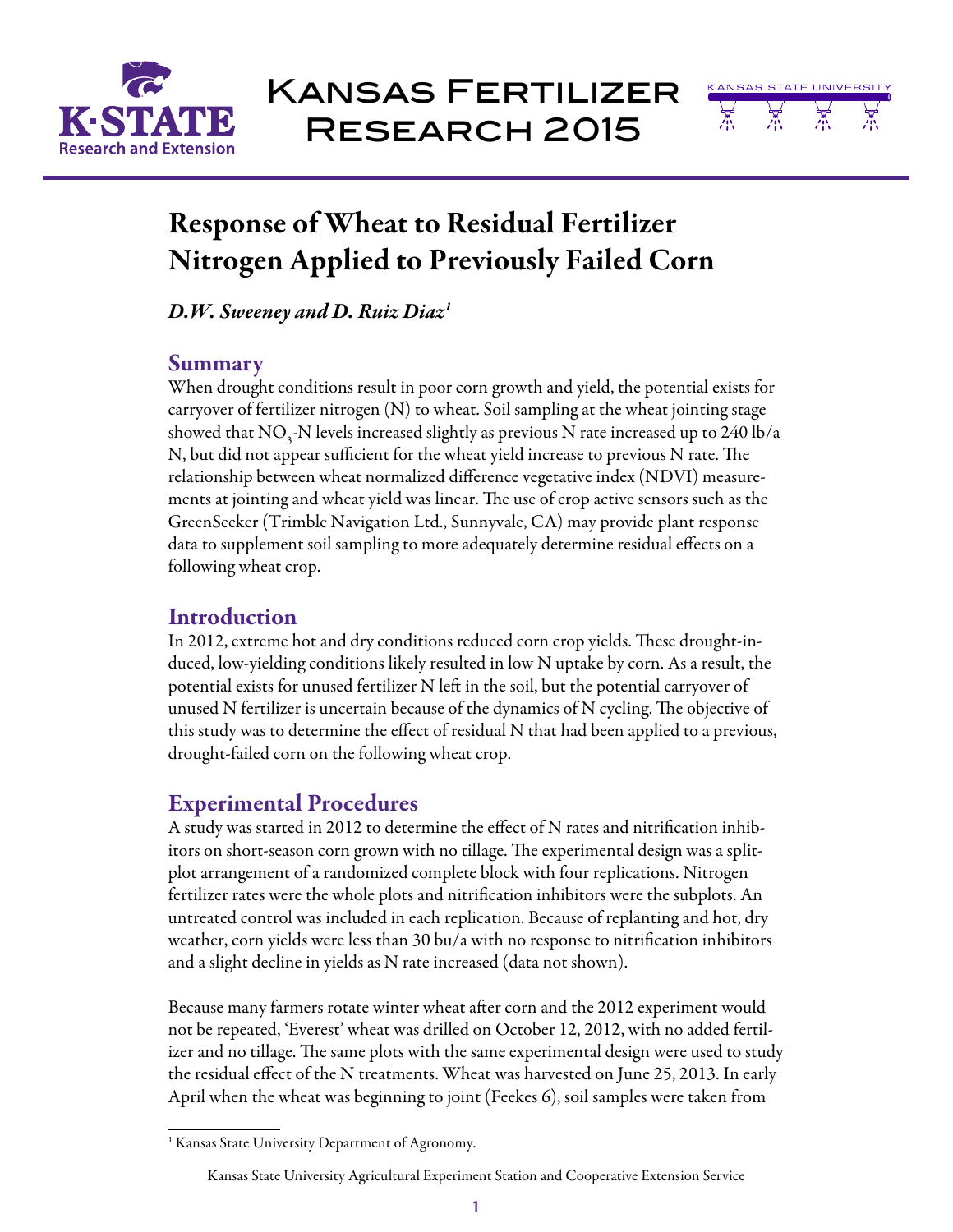# Response of Wheat to Residual Fertilizer Nitrogen Applied to Previously Failed Corn

*D.W. Sweeney and D. Ruiz Diaz*[1]

## Summary

When drought conditions result in poor corn growth and yield, the potential exists for carryover of fertilizer nitrogen (N) to wheat. Soil sampling at the wheat jointing stage showed that $NO_3$-N levels increased slightly as previous N rate increased up to 240 lb/a N, but did not appear sufficient for the wheat yield increase to previous N rate. The relationship between wheat normalized difference vegetative index (NDVI) measurements at jointing and wheat yield was linear. The use of crop active sensors such as the GreenSeeker (Trimble Navigation Ltd., Sunnyvale, CA) may provide plant response data to supplement soil sampling to more adequately determine residual effects on a following wheat crop.

## Introduction

In 2012, extreme hot and dry conditions reduced corn crop yields. These drought-induced, low-yielding conditions likely resulted in low N uptake by corn. As a result, the potential exists for unused fertilizer N left in the soil, but the potential carryover of unused N fertilizer is uncertain because of the dynamics of N cycling. The objective of this study was to determine the effect of residual N that had been applied to a previous, drought-failed corn on the following wheat crop.

## Experimental Procedures

A study was started in 2012 to determine the effect of N rates and nitrification inhibitors on short-season corn grown with no tillage. The experimental design was a split-plot arrangement of a randomized complete block with four replications. Nitrogen fertilizer rates were the whole plots and nitrification inhibitors were the subplots. An untreated control was included in each replication. Because of replanting and hot, dry weather, corn yields were less than 30 bu/a with no response to nitrification inhibitors and a slight decline in yields as N rate increased (data not shown).

Because many farmers rotate winter wheat after corn and the 2012 experiment would not be repeated, 'Everest' wheat was drilled on October 12, 2012, with no added fertilizer and no tillage. The same plots with the same experimental design were used to study the residual effect of the N treatments. Wheat was harvested on June 25, 2013. In early April when the wheat was beginning to joint (Feekes 6), soil samples were taken from

[1] Kansas State University Department of Agronomy.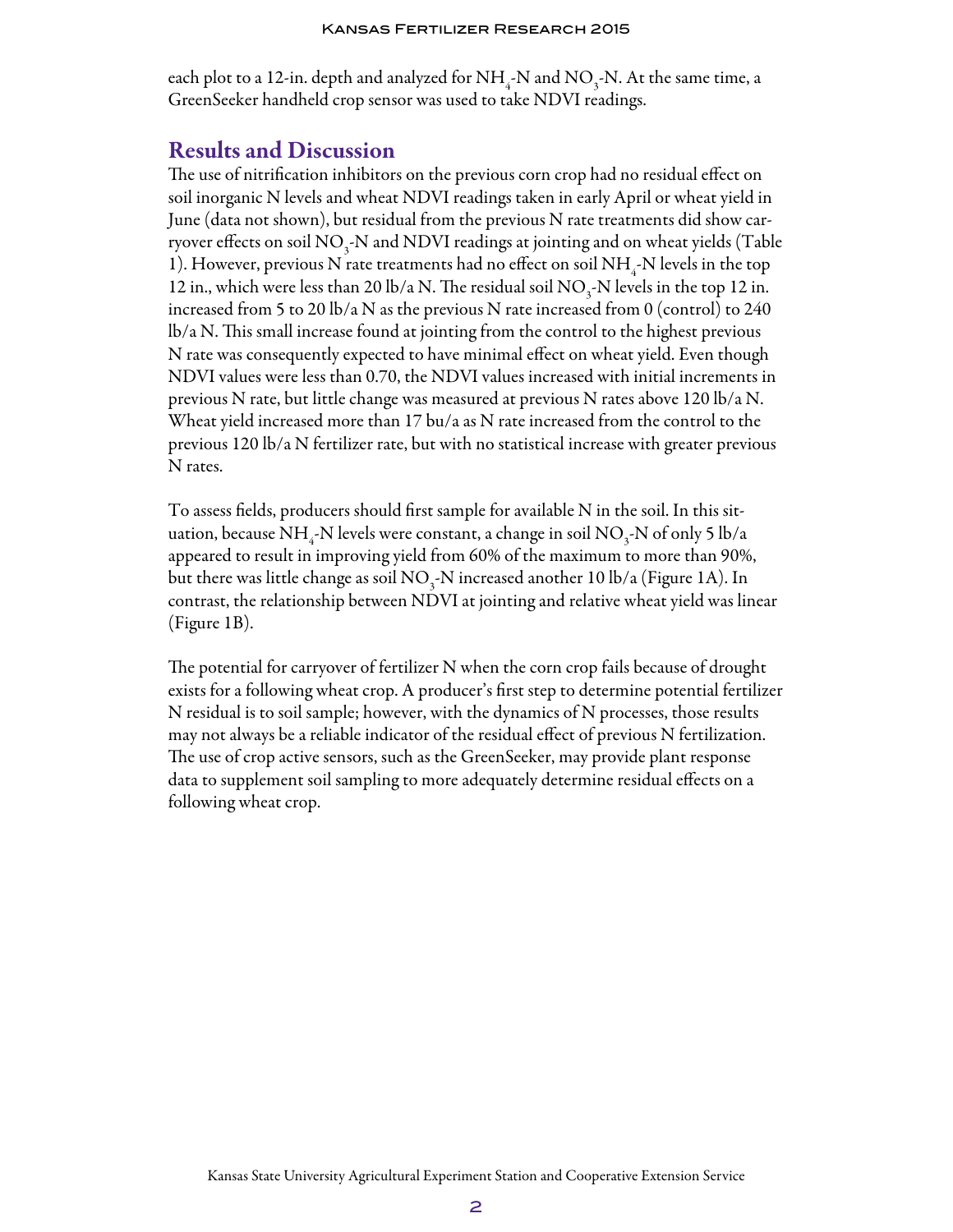each plot to a 12-in. depth and analyzed for $NH_4$-N and $NO_3$-N. At the same time, a GreenSeeker handheld crop sensor was used to take NDVI readings.

## Results and Discussion

The use of nitrification inhibitors on the previous corn crop had no residual effect on soil inorganic N levels and wheat NDVI readings taken in early April or wheat yield in June (data not shown), but residual from the previous N rate treatments did show carryover effects on soil $NO_3$-N and NDVI readings at jointing and on wheat yields (Table 1). However, previous N rate treatments had no effect on soil $NH_4$-N levels in the top 12 in., which were less than 20 lb/a N. The residual soil $NO_3$-N levels in the top 12 in. increased from 5 to 20 lb/a N as the previous N rate increased from 0 (control) to 240 lb/a N. This small increase found at jointing from the control to the highest previous N rate was consequently expected to have minimal effect on wheat yield. Even though NDVI values were less than 0.70, the NDVI values increased with initial increments in previous N rate, but little change was measured at previous N rates above 120 lb/a N. Wheat yield increased more than 17 bu/a as N rate increased from the control to the previous 120 lb/a N fertilizer rate, but with no statistical increase with greater previous N rates.

To assess fields, producers should first sample for available N in the soil. In this situation, because $NH_4$-N levels were constant, a change in soil $NO_3$-N of only 5 lb/a appeared to result in improving yield from 60% of the maximum to more than 90%, but there was little change as soil $NO_3$-N increased another 10 lb/a (Figure 1A). In contrast, the relationship between NDVI at jointing and relative wheat yield was linear (Figure 1B).

The potential for carryover of fertilizer N when the corn crop fails because of drought exists for a following wheat crop. A producer's first step to determine potential fertilizer N residual is to soil sample; however, with the dynamics of N processes, those results may not always be a reliable indicator of the residual effect of previous N fertilization. The use of crop active sensors, such as the GreenSeeker, may provide plant response data to supplement soil sampling to more adequately determine residual effects on a following wheat crop.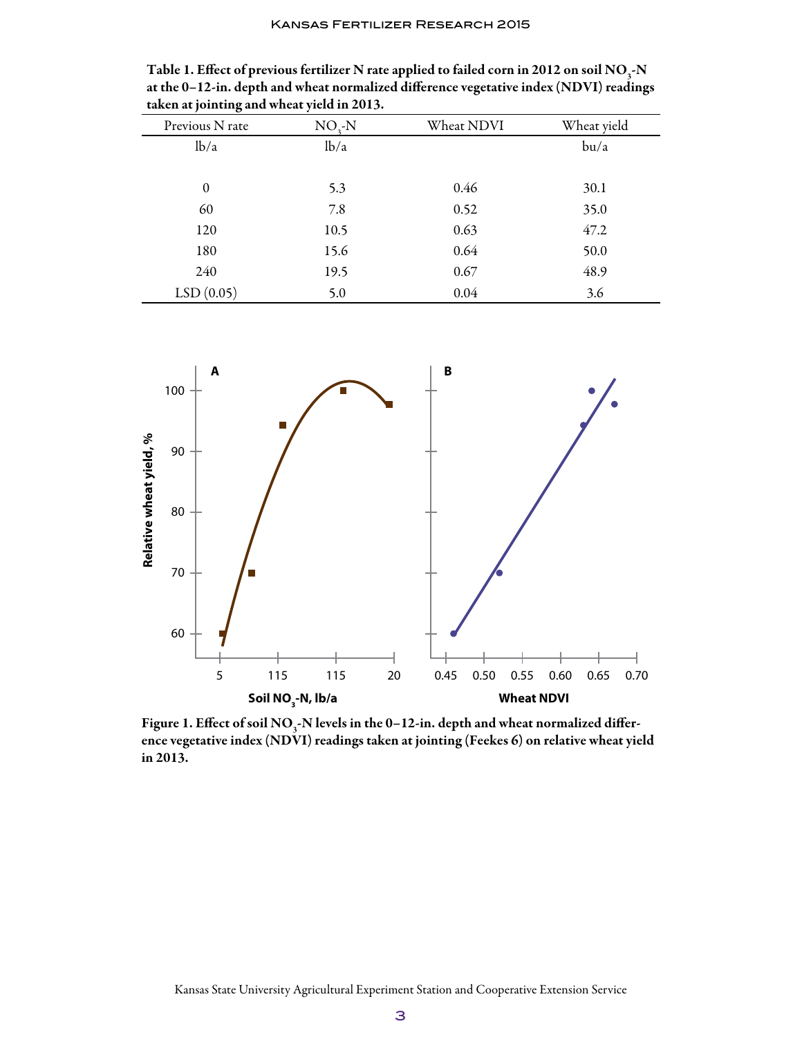Table 1. Effect of previous fertilizer N rate applied to failed corn in 2012 on soil $NO_3$-N at the 0–12-in. depth and wheat normalized difference vegetative index (NDVI) readings taken at jointing and wheat yield in 2013.

| Previous N rate | $NO_3$-N | Wheat NDVI | Wheat yield |
|---|---|---|---|
| lb/a | lb/a | | bu/a |
| 0 | 5.3 | 0.46 | 30.1 |
| 60 | 7.8 | 0.52 | 35.0 |
| 120 | 10.5 | 0.63 | 47.2 |
| 180 | 15.6 | 0.64 | 50.0 |
| 240 | 19.5 | 0.67 | 48.9 |
| LSD (0.05) | 5.0 | 0.04 | 3.6 |

A

B

Relative wheat yield, %

100

90

80

70

60

5

115

115

20

Soil $NO_3$-N, lb/a

0.45

0.50

0.55

0.60

0.65

0.70

Wheat NDVI

Figure 1. Effect of soil $NO_3$-N levels in the 0–12-in. depth and wheat normalized difference vegetative index (NDVI) readings taken at jointing (Feekes 6) on relative wheat yield in 2013.